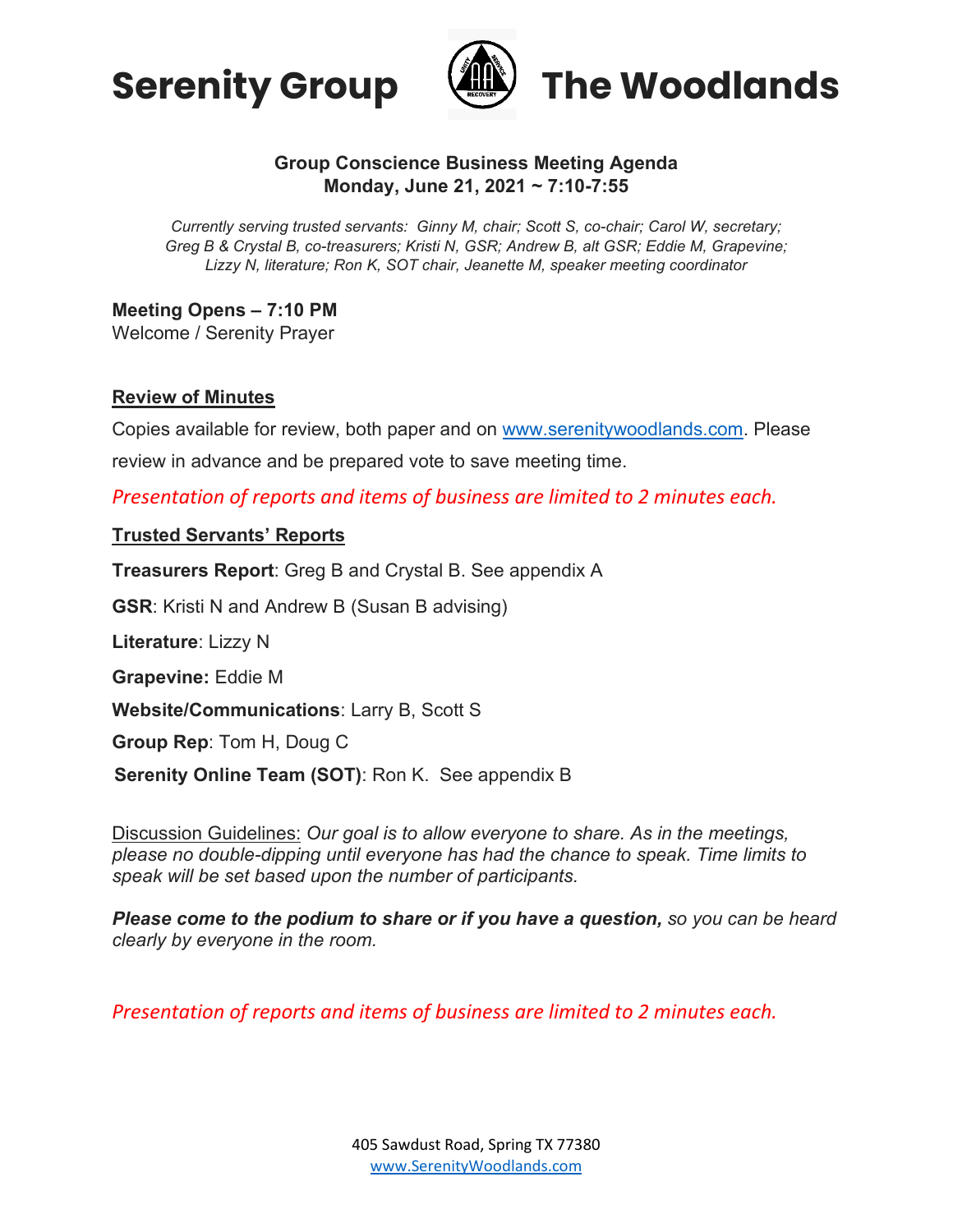# Serenity Group The Woodlands

**Group Conscience Business Meeting Agenda**
**Monday, June 21, 2021 ~ 7:10-7:55**

*Currently serving trusted servants: Ginny M, chair; Scott S, co-chair; Carol W, secretary; Greg B & Crystal B, co-treasurers; Kristi N, GSR; Andrew B, alt GSR; Eddie M, Grapevine; Lizzy N, literature; Ron K, SOT chair, Jeanette M, speaker meeting coordinator*

**Meeting Opens – 7:10 PM**
Welcome / Serenity Prayer

## Review of Minutes

Copies available for review, both paper and on www.serenitywoodlands.com. Please review in advance and be prepared vote to save meeting time.

*Presentation of reports and items of business are limited to 2 minutes each.*

## Trusted Servants' Reports

**Treasurers Report**: Greg B and Crystal B. See appendix A

**GSR**: Kristi N and Andrew B (Susan B advising)

**Literature**: Lizzy N

**Grapevine:** Eddie M

**Website/Communications**: Larry B, Scott S

**Group Rep**: Tom H, Doug C

**Serenity Online Team (SOT)**: Ron K. See appendix B

Discussion Guidelines: *Our goal is to allow everyone to share. As in the meetings, please no double-dipping until everyone has had the chance to speak. Time limits to speak will be set based upon the number of participants.*

***Please come to the podium to share or if you have a question,*** *so you can be heard clearly by everyone in the room.*

*Presentation of reports and items of business are limited to 2 minutes each.*

405 Sawdust Road, Spring TX 77380
www.SerenityWoodlands.com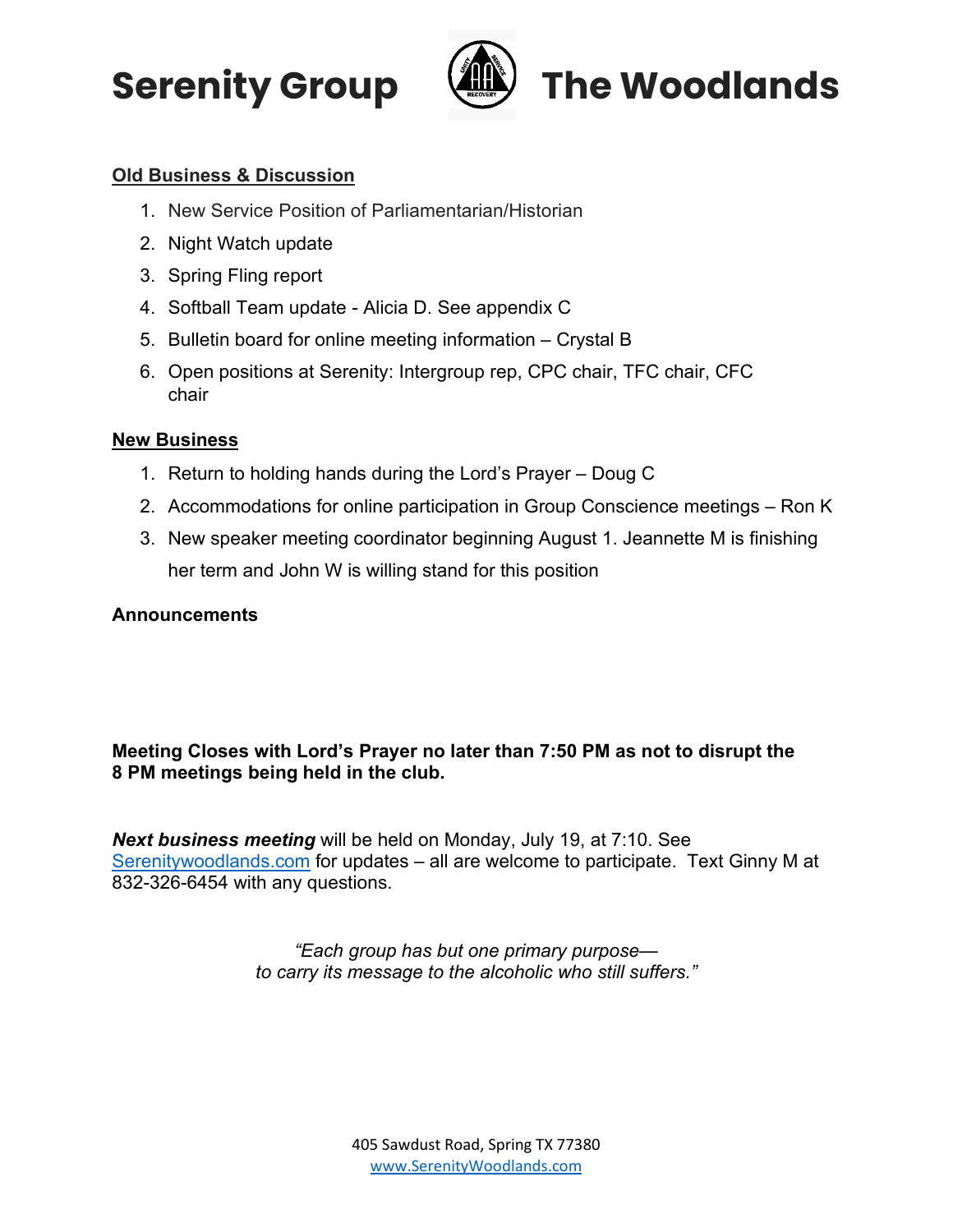# Serenity Group The Woodlands

**Old Business & Discussion**

1. New Service Position of Parliamentarian/Historian
2. Night Watch update
3. Spring Fling report
4. Softball Team update - Alicia D. See appendix C
5. Bulletin board for online meeting information – Crystal B
6. Open positions at Serenity: Intergroup rep, CPC chair, TFC chair, CFC chair

**New Business**

1. Return to holding hands during the Lord's Prayer – Doug C
2. Accommodations for online participation in Group Conscience meetings – Ron K
3. New speaker meeting coordinator beginning August 1. Jeannette M is finishing her term and John W is willing stand for this position

**Announcements**

**Meeting Closes with Lord's Prayer no later than 7:50 PM as not to disrupt the 8 PM meetings being held in the club.**

***Next business meeting*** will be held on Monday, July 19, at 7:10. See Serenitywoodlands.com for updates – all are welcome to participate. Text Ginny M at 832-326-6454 with any questions.

*"Each group has but one primary purpose— to carry its message to the alcoholic who still suffers."*

405 Sawdust Road, Spring TX 77380
www.SerenityWoodlands.com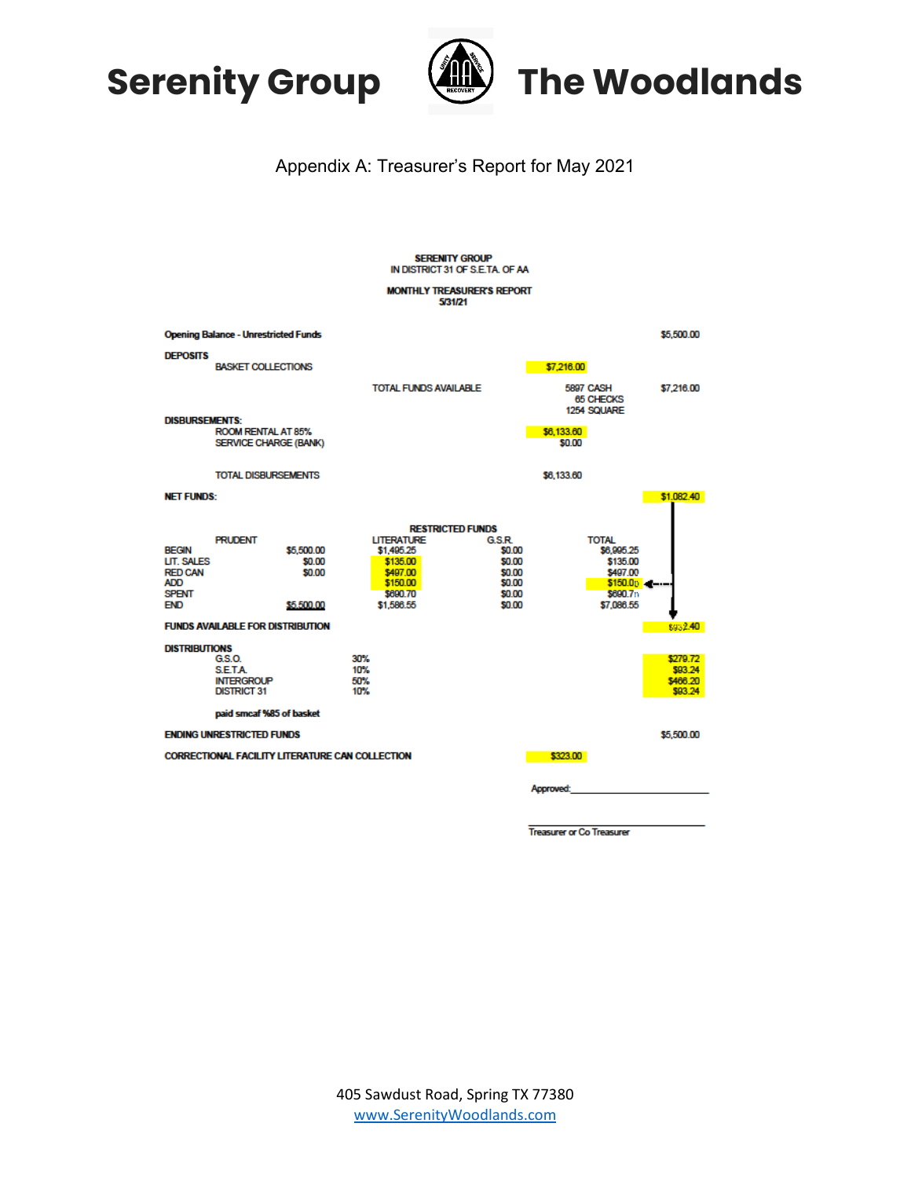# Serenity Group The Woodlands

Appendix A: Treasurer's Report for May 2021

**SERENITY GROUP**
**IN DISTRICT 31 OF S.E.T.A. OF AA**

**MONTHLY TREASURER'S REPORT**
**5/31/21**

| | | | |
|---|---|---|---|
| **Opening Balance - Unrestricted Funds** | | | $5,500.00 |
| **DEPOSITS** | | | |
| BASKET COLLECTIONS | | $7,216.00 | |
| | TOTAL FUNDS AVAILABLE | 5897 CASH<br>65 CHECKS<br>1254 SQUARE | $7,216.00 |
| **DISBURSEMENTS:** | | | |
| ROOM RENTAL AT 85% | | $6,133.60 | |
| SERVICE CHARGE (BANK) | | $0.00 | |
| TOTAL DISBURSEMENTS | | $6,133.60 | |
| **NET FUNDS:** | | | $1,082.40 |

**RESTRICTED FUNDS**

| | PRUDENT | LITERATURE | G.S.R. | TOTAL |
|---|---|---|---|---|
| BEGIN | $5,500.00 | $1,495.25 | $0.00 | $6,995.25 |
| LIT. SALES | $0.00 | $135.00 | $0.00 | $135.00 |
| RED CAN | $0.00 | $497.00 | $0.00 | $497.00 |
| ADD | | $150.00 | $0.00 | $150.00 |
| SPENT | | $690.70 | $0.00 | $690.70 |
| END | $5,500.00 | $1,586.55 | $0.00 | $7,086.55 |

| | | |
|---|---|---|
| **FUNDS AVAILABLE FOR DISTRIBUTION** | | $932.40 |
| **DISTRIBUTIONS** | | |
| G.S.O. | 30% | $279.72 |
| S.E.T.A. | 10% | $93.24 |
| INTERGROUP | 50% | $466.20 |
| DISTRICT 31 | 10% | $93.24 |
| **paid smcaf %85 of basket** | | |
| **ENDING UNRESTRICTED FUNDS** | | $5,500.00 |
| **CORRECTIONAL FACILITY LITERATURE CAN COLLECTION** | $323.00 | |

Approved:\_\_\_\_\_\_\_\_\_\_\_\_\_\_\_\_\_\_\_\_\_\_\_\_

\_\_\_\_\_\_\_\_\_\_\_\_\_\_\_\_\_\_\_\_\_\_\_\_\_\_\_\_
Treasurer or Co Treasurer

405 Sawdust Road, Spring TX 77380
www.SerenityWoodlands.com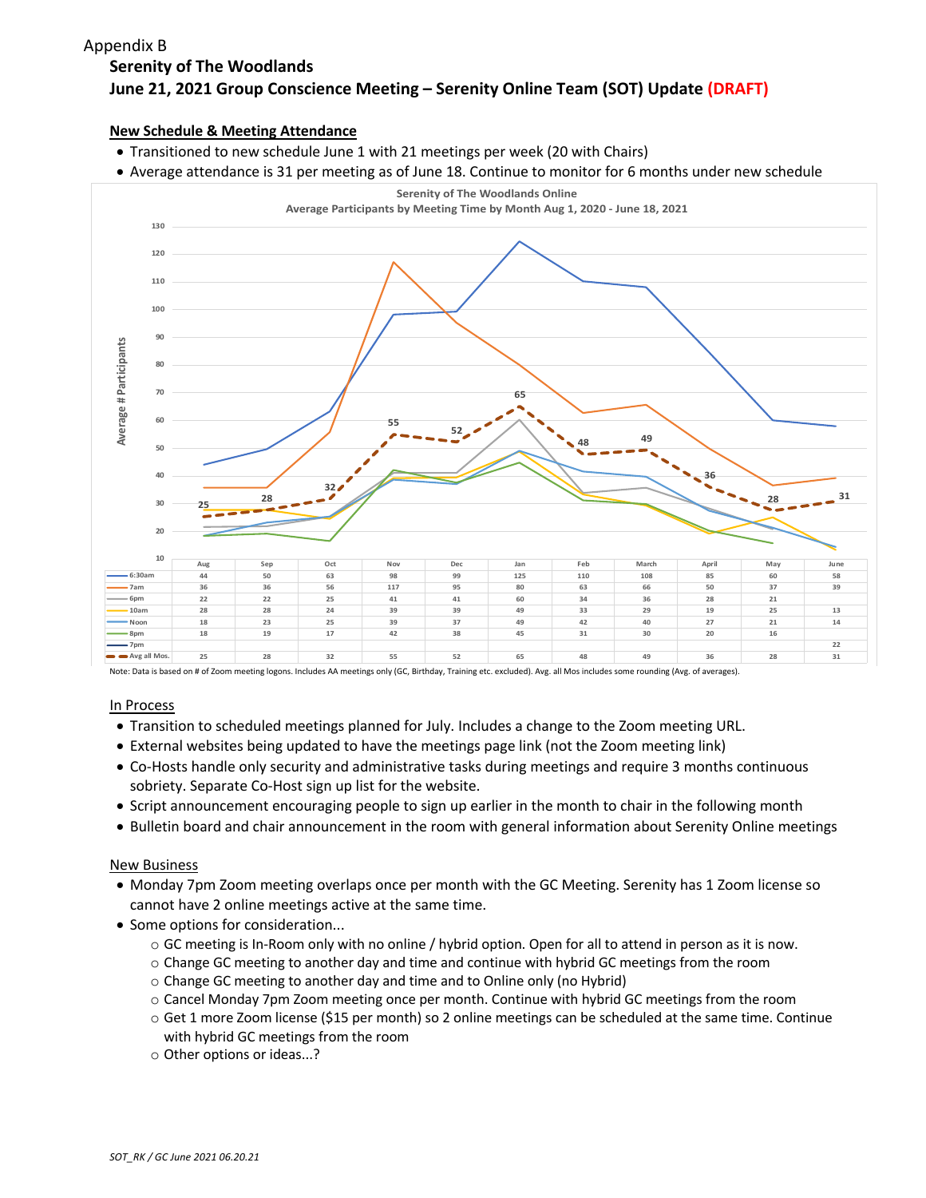Appendix B

# Serenity of The Woodlands

## June 21, 2021 Group Conscience Meeting – Serenity Online Team (SOT) Update (DRAFT)

**New Schedule & Meeting Attendance**

- Transitioned to new schedule June 1 with 21 meetings per week (20 with Chairs)
- Average attendance is 31 per meeting as of June 18. Continue to monitor for 6 months under new schedule

**Serenity of The Woodlands Online**
**Average Participants by Meeting Time by Month Aug 1, 2020 - June 18, 2021**

| | Aug | Sep | Oct | Nov | Dec | Jan | Feb | March | April | May | June |
|---|---|---|---|---|---|---|---|---|---|---|---|
| 6:30am | 44 | 50 | 63 | 98 | 99 | 125 | 110 | 108 | 85 | 60 | 58 |
| 7am | 36 | 36 | 56 | 117 | 95 | 80 | 63 | 66 | 50 | 37 | 39 |
| 6pm | 22 | 22 | 25 | 41 | 41 | 60 | 34 | 36 | 28 | 21 | |
| 10am | 28 | 28 | 24 | 39 | 39 | 49 | 33 | 29 | 19 | 25 | 13 |
| Noon | 18 | 23 | 25 | 39 | 37 | 49 | 42 | 40 | 27 | 21 | 14 |
| 8pm | 18 | 19 | 17 | 42 | 38 | 45 | 31 | 30 | 20 | 16 | |
| 7pm | | | | | | | | | | | 22 |
| Avg all Mos. | 25 | 28 | 32 | 55 | 52 | 65 | 48 | 49 | 36 | 28 | 31 |

Note: Data is based on # of Zoom meeting logons. Includes AA meetings only (GC, Birthday, Training etc. excluded). Avg. all Mos includes some rounding (Avg. of averages).

**In Process**

- Transition to scheduled meetings planned for July. Includes a change to the Zoom meeting URL.
- External websites being updated to have the meetings page link (not the Zoom meeting link)
- Co-Hosts handle only security and administrative tasks during meetings and require 3 months continuous sobriety. Separate Co-Host sign up list for the website.
- Script announcement encouraging people to sign up earlier in the month to chair in the following month
- Bulletin board and chair announcement in the room with general information about Serenity Online meetings

**New Business**

- Monday 7pm Zoom meeting overlaps once per month with the GC Meeting. Serenity has 1 Zoom license so cannot have 2 online meetings active at the same time.
- Some options for consideration...
  - GC meeting is In-Room only with no online / hybrid option. Open for all to attend in person as it is now.
  - Change GC meeting to another day and time and continue with hybrid GC meetings from the room
  - Change GC meeting to another day and time and to Online only (no Hybrid)
  - Cancel Monday 7pm Zoom meeting once per month. Continue with hybrid GC meetings from the room
  - Get 1 more Zoom license ($15 per month) so 2 online meetings can be scheduled at the same time. Continue with hybrid GC meetings from the room
  - Other options or ideas...?

*SOT_RK / GC June 2021 06.20.21*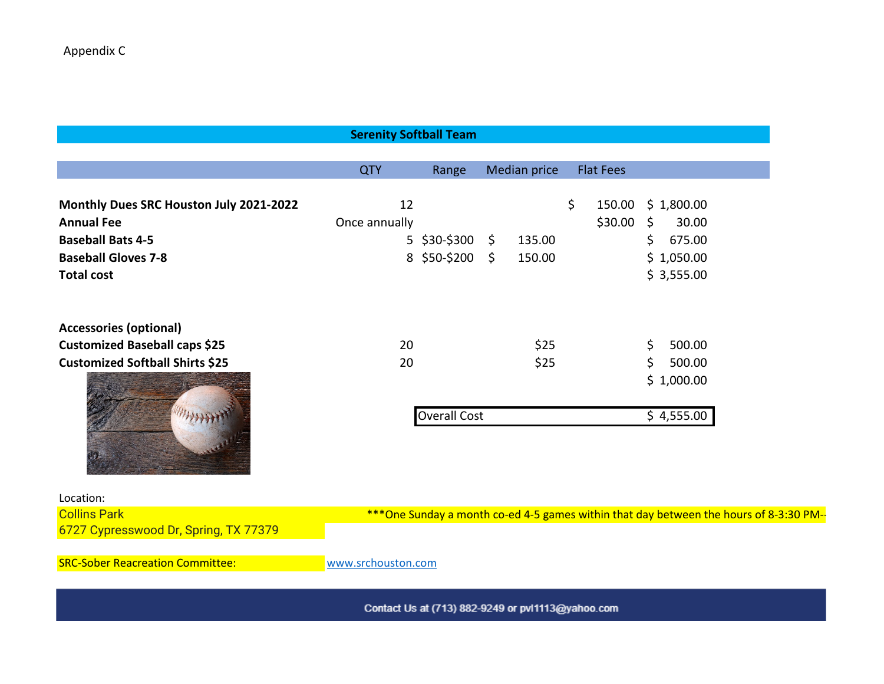Appendix C

| Serenity Softball Team | | | | | |
|---|---|---|---|---|---|
| | QTY | Range | Median price | Flat Fees | |
| **Monthly Dues SRC Houston July 2021-2022** | 12 | | | $ 150.00 | $ 1,800.00 |
| **Annual Fee** | Once annually | | | $30.00 | $ 30.00 |
| **Baseball Bats 4-5** | 5 | $30-$300 | $ 135.00 | | $ 675.00 |
| **Baseball Gloves 7-8** | 8 | $50-$200 | $ 150.00 | | $ 1,050.00 |
| **Total cost** | | | | | $ 3,555.00 |
| | | | | | |
| **Accessories (optional)** | | | | | |
| **Customized Baseball caps $25** | 20 | | $25 | | $ 500.00 |
| **Customized Softball Shirts $25** | 20 | | $25 | | $ 500.00 |
| | | | | | $ 1,000.00 |
| | | Overall Cost | | | $ 4,555.00 |

Location:

Collins Park
6727 Cypresswood Dr, Spring, TX 77379

***One Sunday a month co-ed 4-5 games within that day between the hours of 8-3:30 PM--

SRC-Sober Reacreation Committee: www.srchouston.com

Contact Us at (713) 882-9249 or pvl1113@yahoo.com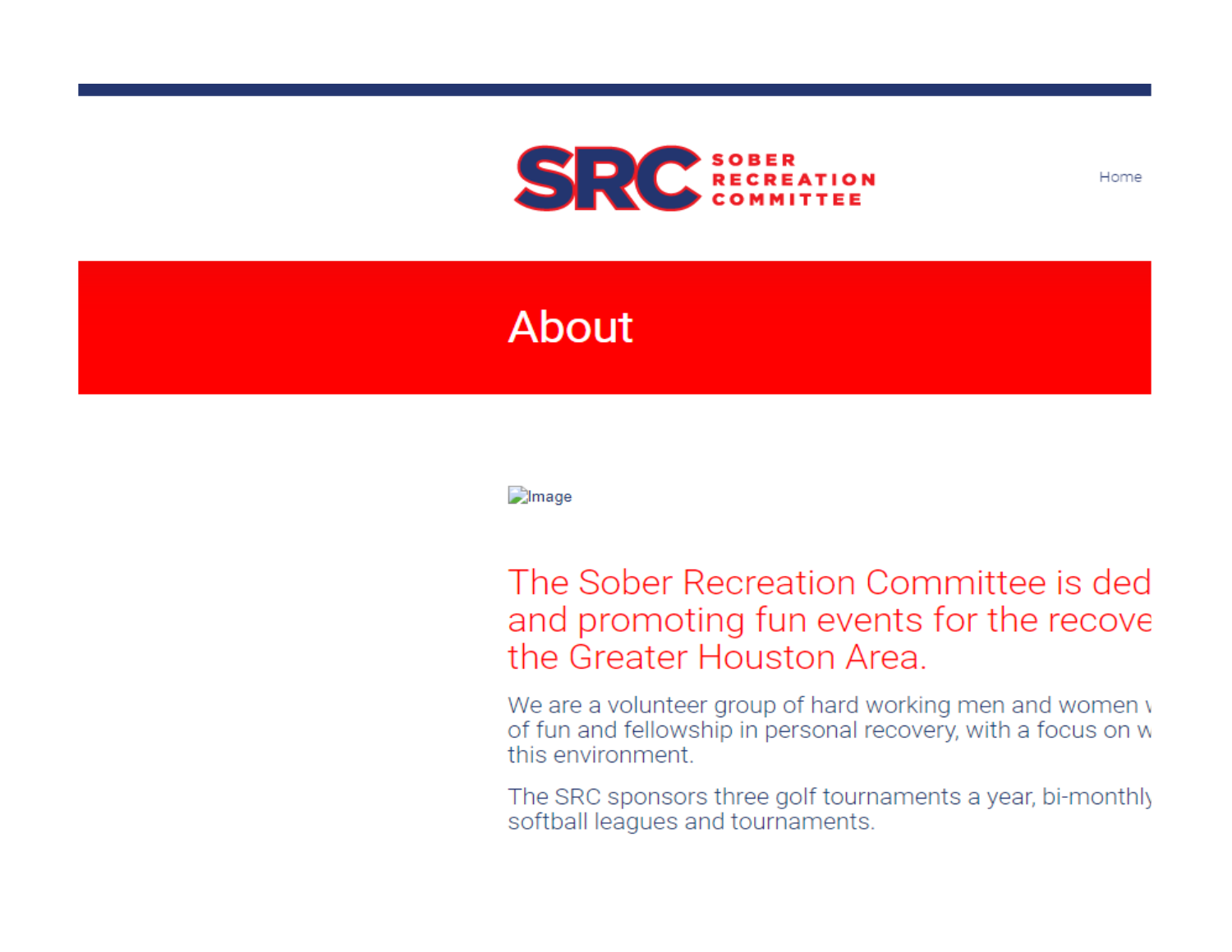SRC SOBER RECREATION COMMITTEE

Home

# About

Image

## The Sober Recreation Committee is ded and promoting fun events for the recove the Greater Houston Area.

We are a volunteer group of hard working men and women w of fun and fellowship in personal recovery, with a focus on w this environment.

The SRC sponsors three golf tournaments a year, bi-monthly softball leagues and tournaments.